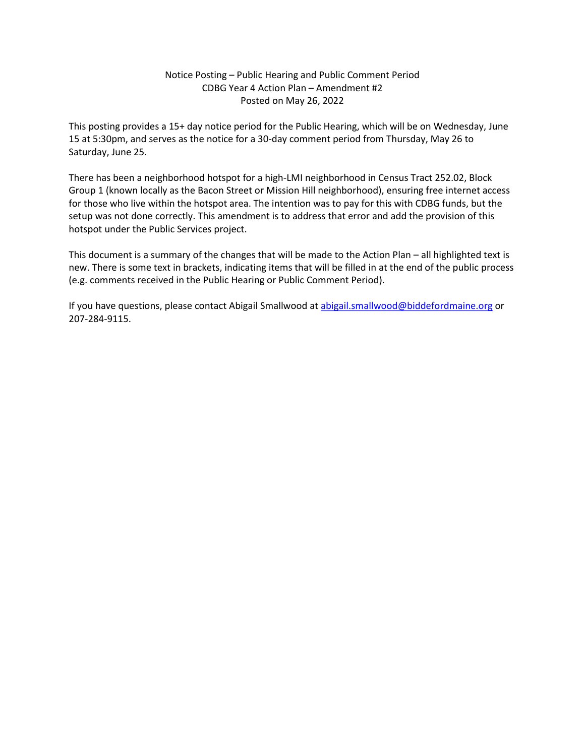Notice Posting – Public Hearing and Public Comment Period
CDBG Year 4 Action Plan – Amendment #2
Posted on May 26, 2022

This posting provides a 15+ day notice period for the Public Hearing, which will be on Wednesday, June 15 at 5:30pm, and serves as the notice for a 30-day comment period from Thursday, May 26 to Saturday, June 25.

There has been a neighborhood hotspot for a high-LMI neighborhood in Census Tract 252.02, Block Group 1 (known locally as the Bacon Street or Mission Hill neighborhood), ensuring free internet access for those who live within the hotspot area. The intention was to pay for this with CDBG funds, but the setup was not done correctly. This amendment is to address that error and add the provision of this hotspot under the Public Services project.

This document is a summary of the changes that will be made to the Action Plan – all highlighted text is new. There is some text in brackets, indicating items that will be filled in at the end of the public process (e.g. comments received in the Public Hearing or Public Comment Period).

If you have questions, please contact Abigail Smallwood at abigail.smallwood@biddefordmaine.org or 207-284-9115.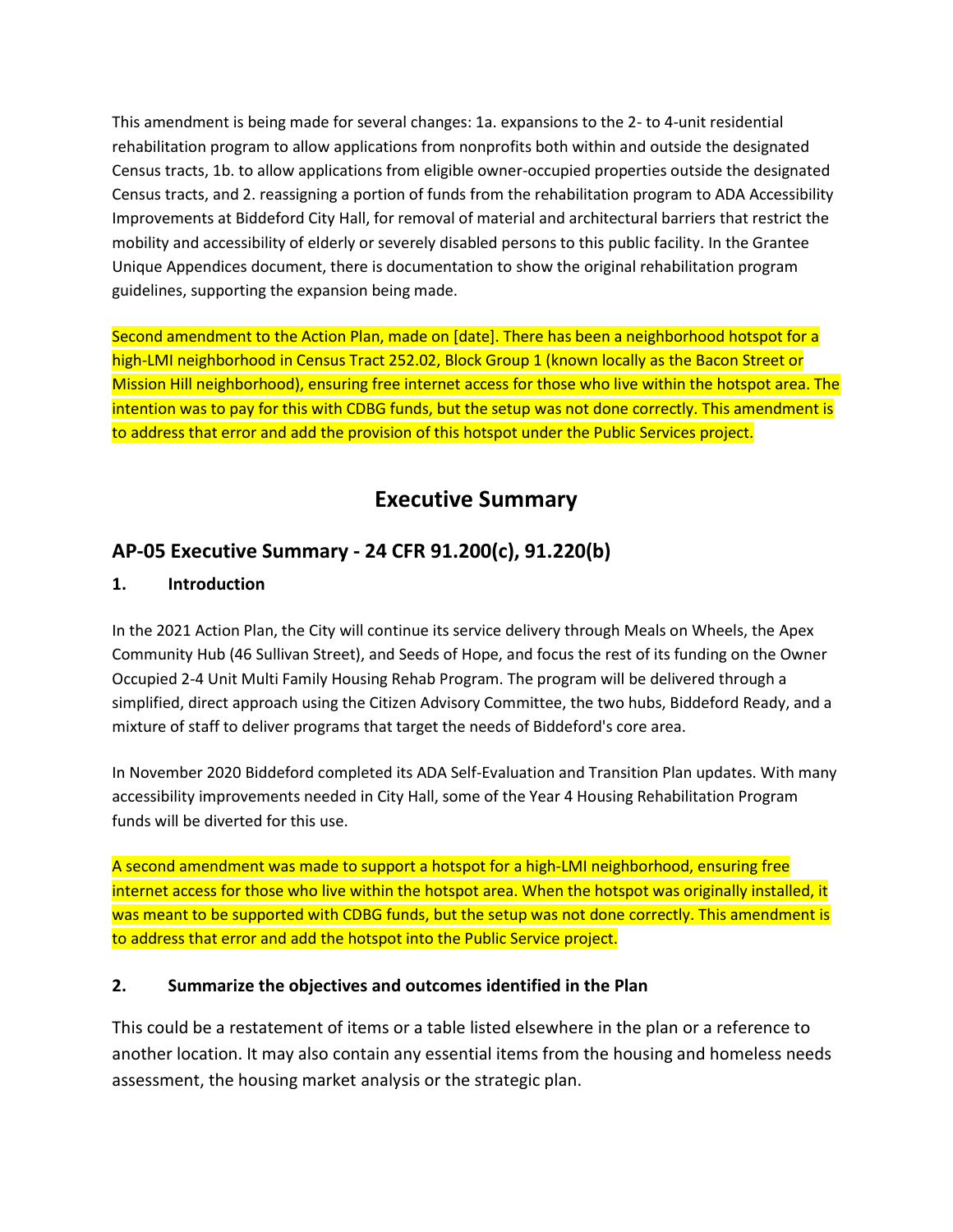This amendment is being made for several changes: 1a. expansions to the 2- to 4-unit residential rehabilitation program to allow applications from nonprofits both within and outside the designated Census tracts, 1b. to allow applications from eligible owner-occupied properties outside the designated Census tracts, and 2. reassigning a portion of funds from the rehabilitation program to ADA Accessibility Improvements at Biddeford City Hall, for removal of material and architectural barriers that restrict the mobility and accessibility of elderly or severely disabled persons to this public facility. In the Grantee Unique Appendices document, there is documentation to show the original rehabilitation program guidelines, supporting the expansion being made.

Second amendment to the Action Plan, made on [date]. There has been a neighborhood hotspot for a high-LMI neighborhood in Census Tract 252.02, Block Group 1 (known locally as the Bacon Street or Mission Hill neighborhood), ensuring free internet access for those who live within the hotspot area. The intention was to pay for this with CDBG funds, but the setup was not done correctly. This amendment is to address that error and add the provision of this hotspot under the Public Services project.

# Executive Summary

## AP-05 Executive Summary - 24 CFR 91.200(c), 91.220(b)

### 1. Introduction

In the 2021 Action Plan, the City will continue its service delivery through Meals on Wheels, the Apex Community Hub (46 Sullivan Street), and Seeds of Hope, and focus the rest of its funding on the Owner Occupied 2-4 Unit Multi Family Housing Rehab Program. The program will be delivered through a simplified, direct approach using the Citizen Advisory Committee, the two hubs, Biddeford Ready, and a mixture of staff to deliver programs that target the needs of Biddeford's core area.

In November 2020 Biddeford completed its ADA Self-Evaluation and Transition Plan updates. With many accessibility improvements needed in City Hall, some of the Year 4 Housing Rehabilitation Program funds will be diverted for this use.

A second amendment was made to support a hotspot for a high-LMI neighborhood, ensuring free internet access for those who live within the hotspot area. When the hotspot was originally installed, it was meant to be supported with CDBG funds, but the setup was not done correctly. This amendment is to address that error and add the hotspot into the Public Service project.

### 2. Summarize the objectives and outcomes identified in the Plan

This could be a restatement of items or a table listed elsewhere in the plan or a reference to another location. It may also contain any essential items from the housing and homeless needs assessment, the housing market analysis or the strategic plan.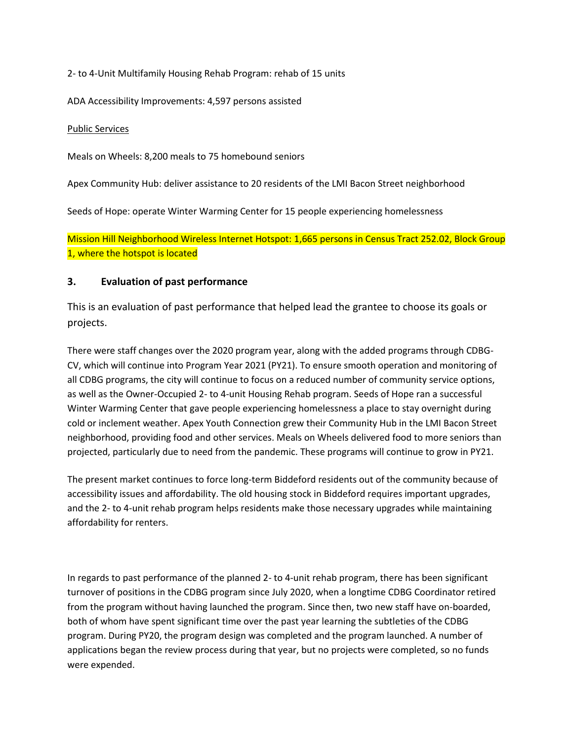2- to 4-Unit Multifamily Housing Rehab Program: rehab of 15 units

ADA Accessibility Improvements: 4,597 persons assisted

<u>Public Services</u>

Meals on Wheels: 8,200 meals to 75 homebound seniors

Apex Community Hub: deliver assistance to 20 residents of the LMI Bacon Street neighborhood

Seeds of Hope: operate Winter Warming Center for 15 people experiencing homelessness

Mission Hill Neighborhood Wireless Internet Hotspot: 1,665 persons in Census Tract 252.02, Block Group 1, where the hotspot is located

### 3. Evaluation of past performance

This is an evaluation of past performance that helped lead the grantee to choose its goals or projects.

There were staff changes over the 2020 program year, along with the added programs through CDBG-CV, which will continue into Program Year 2021 (PY21). To ensure smooth operation and monitoring of all CDBG programs, the city will continue to focus on a reduced number of community service options, as well as the Owner-Occupied 2- to 4-unit Housing Rehab program. Seeds of Hope ran a successful Winter Warming Center that gave people experiencing homelessness a place to stay overnight during cold or inclement weather. Apex Youth Connection grew their Community Hub in the LMI Bacon Street neighborhood, providing food and other services. Meals on Wheels delivered food to more seniors than projected, particularly due to need from the pandemic. These programs will continue to grow in PY21.

The present market continues to force long-term Biddeford residents out of the community because of accessibility issues and affordability. The old housing stock in Biddeford requires important upgrades, and the 2- to 4-unit rehab program helps residents make those necessary upgrades while maintaining affordability for renters.

In regards to past performance of the planned 2- to 4-unit rehab program, there has been significant turnover of positions in the CDBG program since July 2020, when a longtime CDBG Coordinator retired from the program without having launched the program. Since then, two new staff have on-boarded, both of whom have spent significant time over the past year learning the subtleties of the CDBG program. During PY20, the program design was completed and the program launched. A number of applications began the review process during that year, but no projects were completed, so no funds were expended.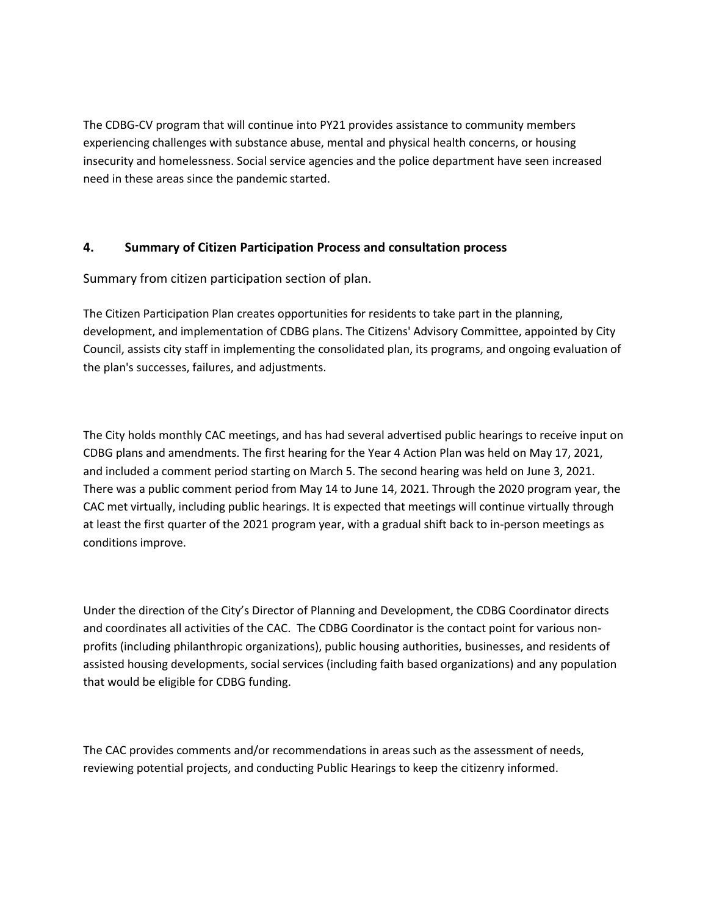The CDBG-CV program that will continue into PY21 provides assistance to community members experiencing challenges with substance abuse, mental and physical health concerns, or housing insecurity and homelessness. Social service agencies and the police department have seen increased need in these areas since the pandemic started.

## 4. Summary of Citizen Participation Process and consultation process

Summary from citizen participation section of plan.

The Citizen Participation Plan creates opportunities for residents to take part in the planning, development, and implementation of CDBG plans. The Citizens' Advisory Committee, appointed by City Council, assists city staff in implementing the consolidated plan, its programs, and ongoing evaluation of the plan's successes, failures, and adjustments.

The City holds monthly CAC meetings, and has had several advertised public hearings to receive input on CDBG plans and amendments. The first hearing for the Year 4 Action Plan was held on May 17, 2021, and included a comment period starting on March 5. The second hearing was held on June 3, 2021. There was a public comment period from May 14 to June 14, 2021. Through the 2020 program year, the CAC met virtually, including public hearings. It is expected that meetings will continue virtually through at least the first quarter of the 2021 program year, with a gradual shift back to in-person meetings as conditions improve.

Under the direction of the City's Director of Planning and Development, the CDBG Coordinator directs and coordinates all activities of the CAC. The CDBG Coordinator is the contact point for various non-profits (including philanthropic organizations), public housing authorities, businesses, and residents of assisted housing developments, social services (including faith based organizations) and any population that would be eligible for CDBG funding.

The CAC provides comments and/or recommendations in areas such as the assessment of needs, reviewing potential projects, and conducting Public Hearings to keep the citizenry informed.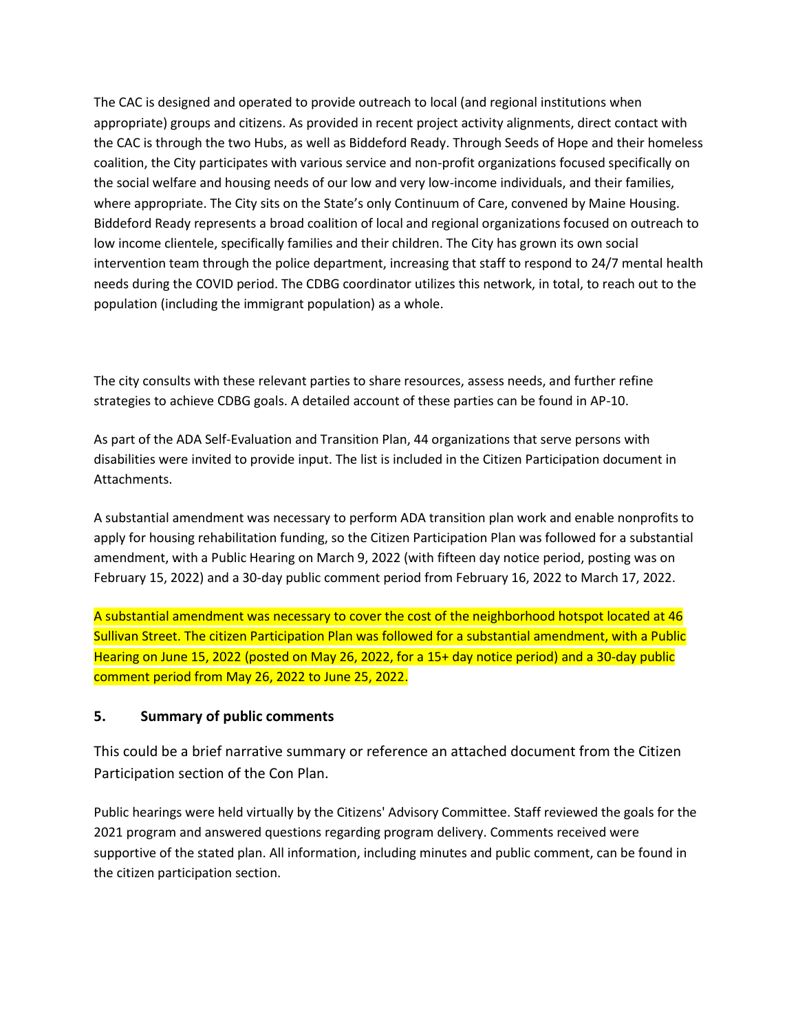The CAC is designed and operated to provide outreach to local (and regional institutions when appropriate) groups and citizens. As provided in recent project activity alignments, direct contact with the CAC is through the two Hubs, as well as Biddeford Ready. Through Seeds of Hope and their homeless coalition, the City participates with various service and non-profit organizations focused specifically on the social welfare and housing needs of our low and very low-income individuals, and their families, where appropriate. The City sits on the State's only Continuum of Care, convened by Maine Housing. Biddeford Ready represents a broad coalition of local and regional organizations focused on outreach to low income clientele, specifically families and their children. The City has grown its own social intervention team through the police department, increasing that staff to respond to 24/7 mental health needs during the COVID period. The CDBG coordinator utilizes this network, in total, to reach out to the population (including the immigrant population) as a whole.

The city consults with these relevant parties to share resources, assess needs, and further refine strategies to achieve CDBG goals. A detailed account of these parties can be found in AP-10.

As part of the ADA Self-Evaluation and Transition Plan, 44 organizations that serve persons with disabilities were invited to provide input. The list is included in the Citizen Participation document in Attachments.

A substantial amendment was necessary to perform ADA transition plan work and enable nonprofits to apply for housing rehabilitation funding, so the Citizen Participation Plan was followed for a substantial amendment, with a Public Hearing on March 9, 2022 (with fifteen day notice period, posting was on February 15, 2022) and a 30-day public comment period from February 16, 2022 to March 17, 2022.

A substantial amendment was necessary to cover the cost of the neighborhood hotspot located at 46 Sullivan Street. The citizen Participation Plan was followed for a substantial amendment, with a Public Hearing on June 15, 2022 (posted on May 26, 2022, for a 15+ day notice period) and a 30-day public comment period from May 26, 2022 to June 25, 2022.

### 5. Summary of public comments

This could be a brief narrative summary or reference an attached document from the Citizen Participation section of the Con Plan.

Public hearings were held virtually by the Citizens' Advisory Committee. Staff reviewed the goals for the 2021 program and answered questions regarding program delivery. Comments received were supportive of the stated plan. All information, including minutes and public comment, can be found in the citizen participation section.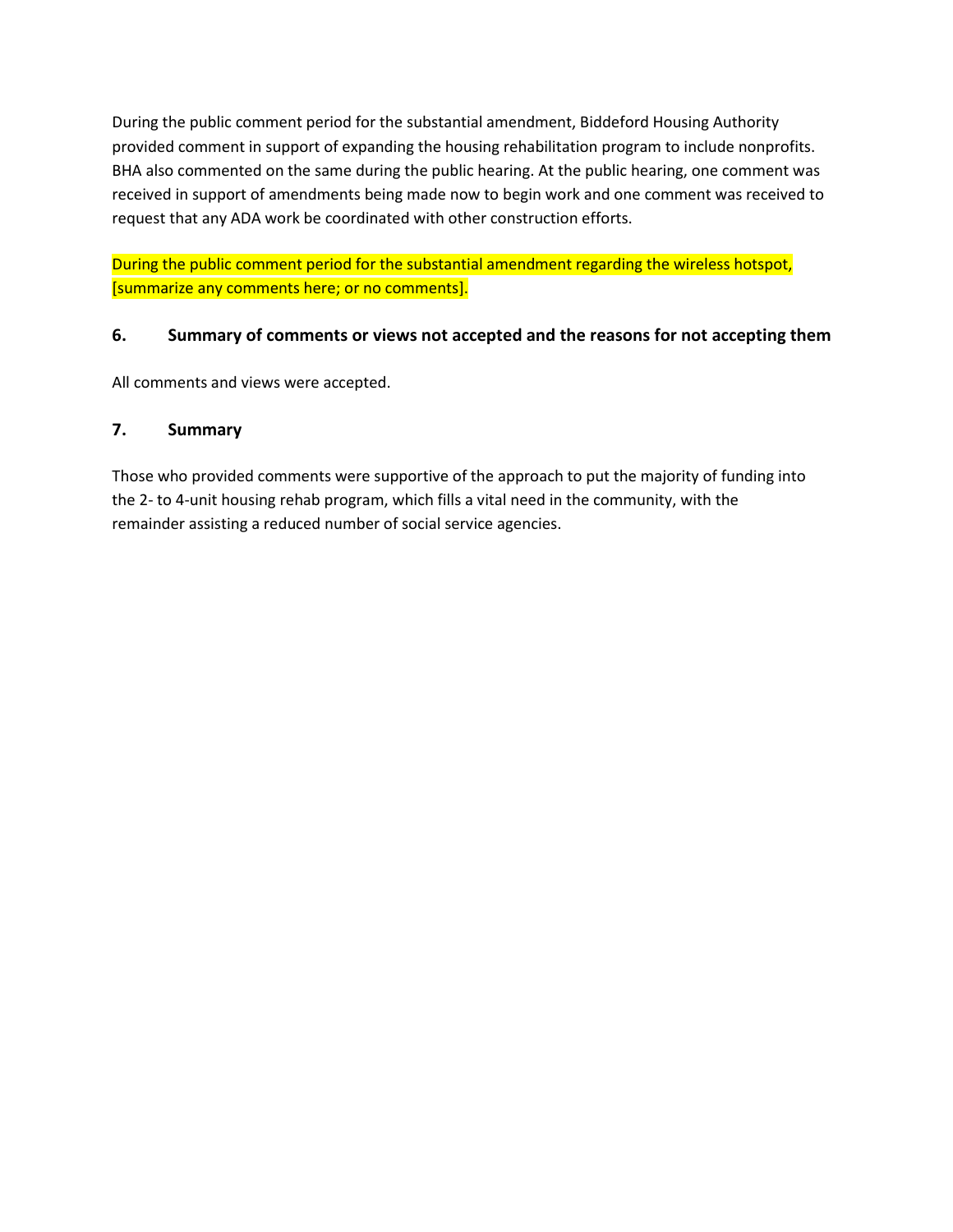During the public comment period for the substantial amendment, Biddeford Housing Authority provided comment in support of expanding the housing rehabilitation program to include nonprofits. BHA also commented on the same during the public hearing. At the public hearing, one comment was received in support of amendments being made now to begin work and one comment was received to request that any ADA work be coordinated with other construction efforts.

During the public comment period for the substantial amendment regarding the wireless hotspot, [summarize any comments here; or no comments].

### 6. Summary of comments or views not accepted and the reasons for not accepting them

All comments and views were accepted.

### 7. Summary

Those who provided comments were supportive of the approach to put the majority of funding into the 2- to 4-unit housing rehab program, which fills a vital need in the community, with the remainder assisting a reduced number of social service agencies.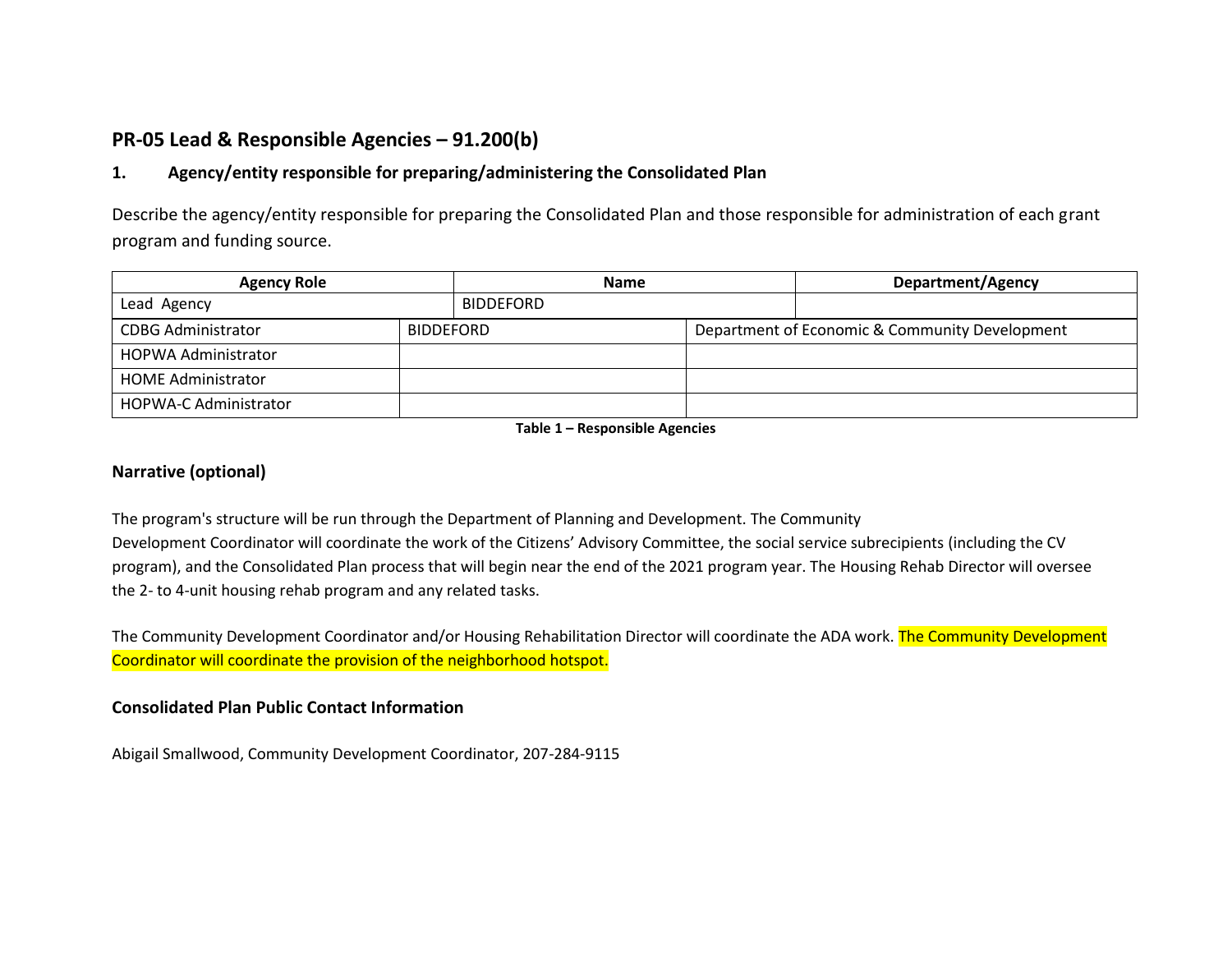## PR-05 Lead & Responsible Agencies – 91.200(b)

### 1. Agency/entity responsible for preparing/administering the Consolidated Plan

Describe the agency/entity responsible for preparing the Consolidated Plan and those responsible for administration of each grant program and funding source.

| Agency Role | Name | Department/Agency |
|---|---|---|
| Lead Agency | BIDDEFORD | |
| CDBG Administrator | BIDDEFORD | Department of Economic & Community Development |
| HOPWA Administrator | | |
| HOME Administrator | | |
| HOPWA-C Administrator | | |

**Table 1 – Responsible Agencies**

### Narrative (optional)

The program's structure will be run through the Department of Planning and Development. The Community Development Coordinator will coordinate the work of the Citizens' Advisory Committee, the social service subrecipients (including the CV program), and the Consolidated Plan process that will begin near the end of the 2021 program year. The Housing Rehab Director will oversee the 2- to 4-unit housing rehab program and any related tasks.

The Community Development Coordinator and/or Housing Rehabilitation Director will coordinate the ADA work. The Community Development Coordinator will coordinate the provision of the neighborhood hotspot.

### Consolidated Plan Public Contact Information

Abigail Smallwood, Community Development Coordinator, 207-284-9115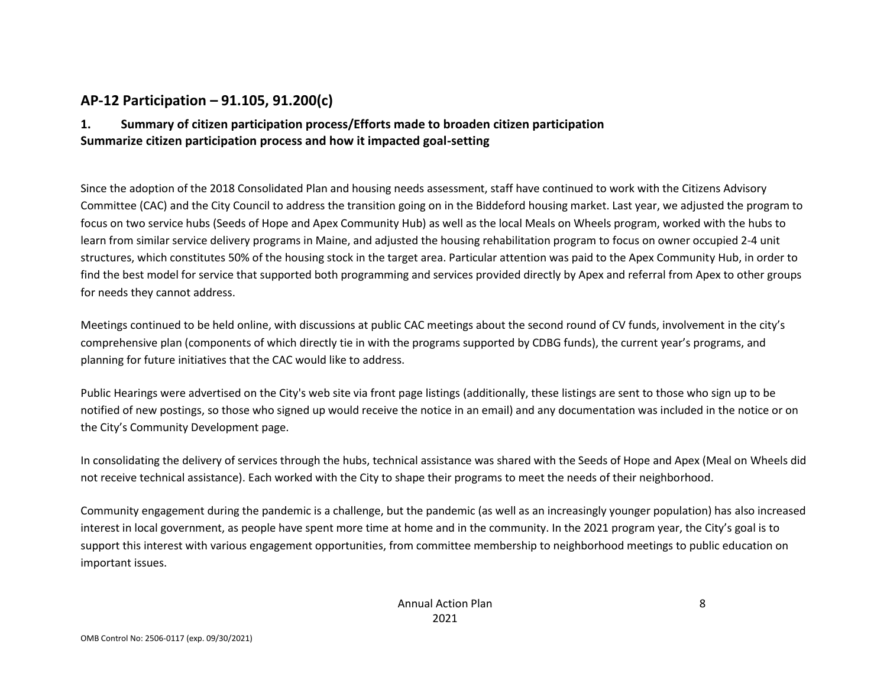## AP-12 Participation – 91.105, 91.200(c)

### 1. Summary of citizen participation process/Efforts made to broaden citizen participation

**Summarize citizen participation process and how it impacted goal-setting**

Since the adoption of the 2018 Consolidated Plan and housing needs assessment, staff have continued to work with the Citizens Advisory Committee (CAC) and the City Council to address the transition going on in the Biddeford housing market. Last year, we adjusted the program to focus on two service hubs (Seeds of Hope and Apex Community Hub) as well as the local Meals on Wheels program, worked with the hubs to learn from similar service delivery programs in Maine, and adjusted the housing rehabilitation program to focus on owner occupied 2-4 unit structures, which constitutes 50% of the housing stock in the target area. Particular attention was paid to the Apex Community Hub, in order to find the best model for service that supported both programming and services provided directly by Apex and referral from Apex to other groups for needs they cannot address.

Meetings continued to be held online, with discussions at public CAC meetings about the second round of CV funds, involvement in the city's comprehensive plan (components of which directly tie in with the programs supported by CDBG funds), the current year's programs, and planning for future initiatives that the CAC would like to address.

Public Hearings were advertised on the City's web site via front page listings (additionally, these listings are sent to those who sign up to be notified of new postings, so those who signed up would receive the notice in an email) and any documentation was included in the notice or on the City's Community Development page.

In consolidating the delivery of services through the hubs, technical assistance was shared with the Seeds of Hope and Apex (Meal on Wheels did not receive technical assistance). Each worked with the City to shape their programs to meet the needs of their neighborhood.

Community engagement during the pandemic is a challenge, but the pandemic (as well as an increasingly younger population) has also increased interest in local government, as people have spent more time at home and in the community. In the 2021 program year, the City's goal is to support this interest with various engagement opportunities, from committee membership to neighborhood meetings to public education on important issues.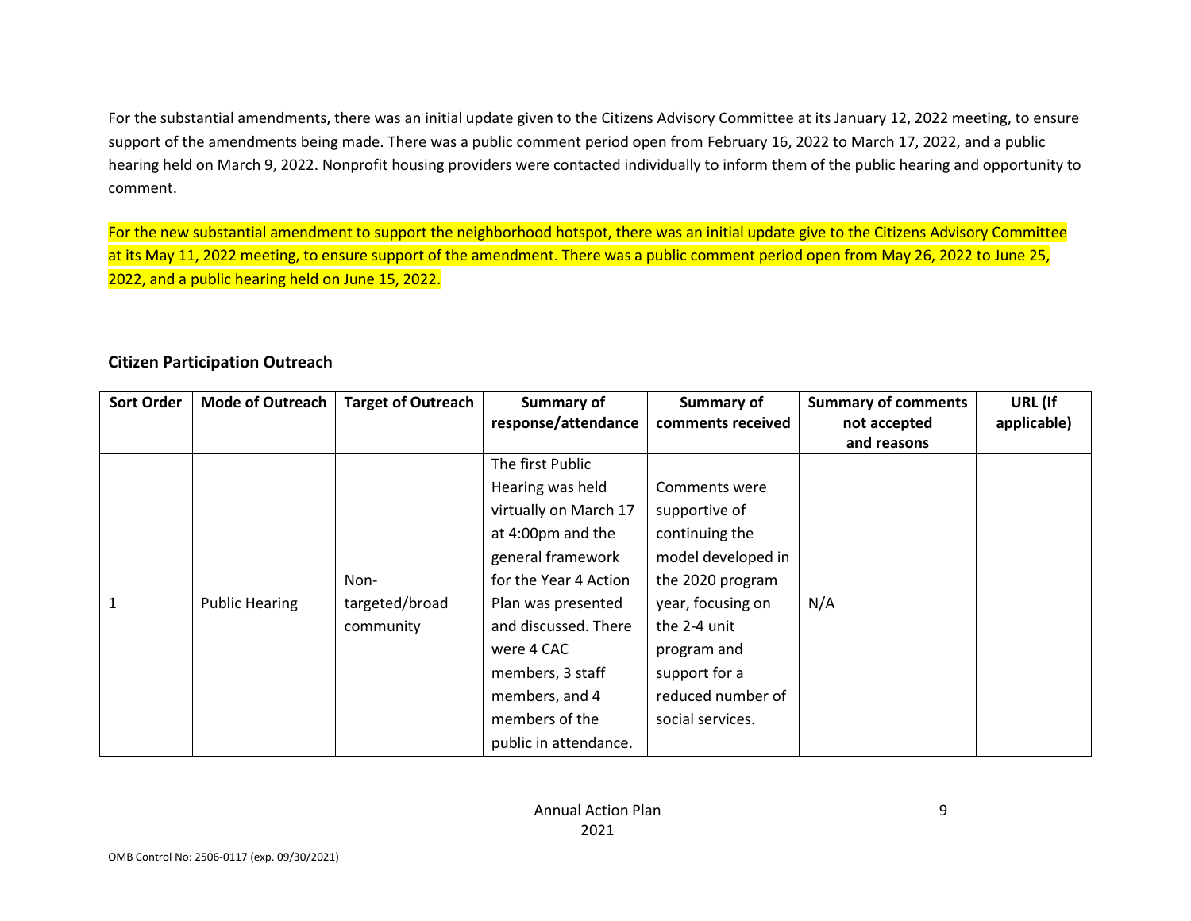For the substantial amendments, there was an initial update given to the Citizens Advisory Committee at its January 12, 2022 meeting, to ensure support of the amendments being made. There was a public comment period open from February 16, 2022 to March 17, 2022, and a public hearing held on March 9, 2022. Nonprofit housing providers were contacted individually to inform them of the public hearing and opportunity to comment.

For the new substantial amendment to support the neighborhood hotspot, there was an initial update give to the Citizens Advisory Committee at its May 11, 2022 meeting, to ensure support of the amendment. There was a public comment period open from May 26, 2022 to June 25, 2022, and a public hearing held on June 15, 2022.

**Citizen Participation Outreach**

| Sort Order | Mode of Outreach | Target of Outreach | Summary of response/attendance | Summary of comments received | Summary of comments not accepted and reasons | URL (If applicable) |
|---|---|---|---|---|---|---|
| 1 | Public Hearing | Non-targeted/broad community | The first Public Hearing was held virtually on March 17 at 4:00pm and the general framework for the Year 4 Action Plan was presented and discussed. There were 4 CAC members, 3 staff members, and 4 members of the public in attendance. | Comments were supportive of continuing the model developed in the 2020 program year, focusing on the 2-4 unit program and support for a reduced number of social services. | N/A | |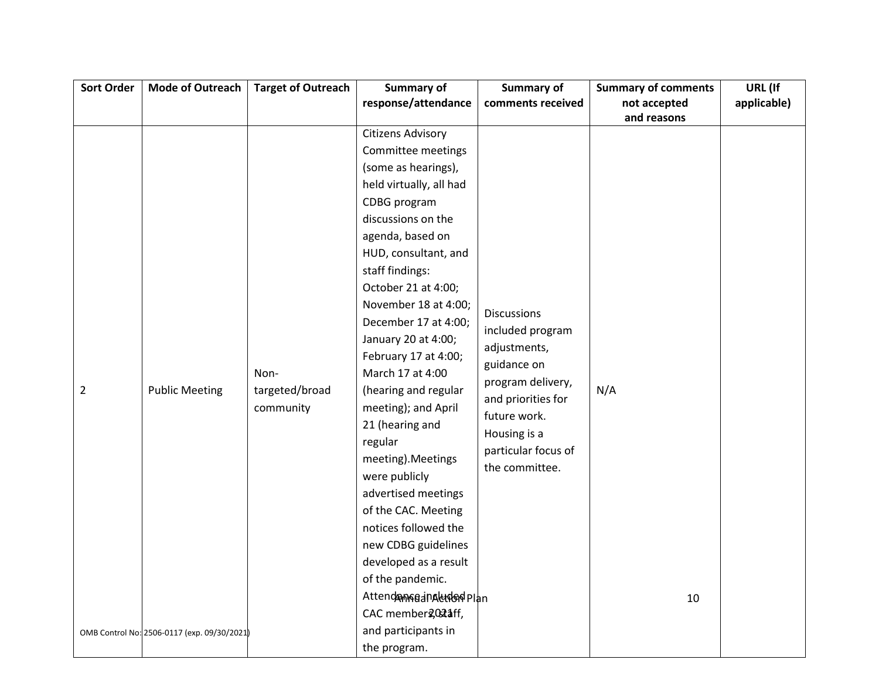| Sort Order | Mode of Outreach | Target of Outreach | Summary of response/attendance | Summary of comments received | Summary of comments not accepted and reasons | URL (If applicable) |
|---|---|---|---|---|---|---|
| 2 | Public Meeting | Non-targeted/broad community | Citizens Advisory Committee meetings (some as hearings), held virtually, all had CDBG program discussions on the agenda, based on HUD, consultant, and staff findings: October 21 at 4:00; November 18 at 4:00; December 17 at 4:00; January 20 at 4:00; February 17 at 4:00; March 17 at 4:00 (hearing and regular meeting); and April 21 (hearing and regular meeting).Meetings were publicly advertised meetings of the CAC. Meeting notices followed the new CDBG guidelines developed as a result of the pandemic. Attendance included CAC members, staff, and participants in the program. | Discussions included program adjustments, guidance on program delivery, and priorities for future work. Housing is a particular focus of the committee. | N/A | |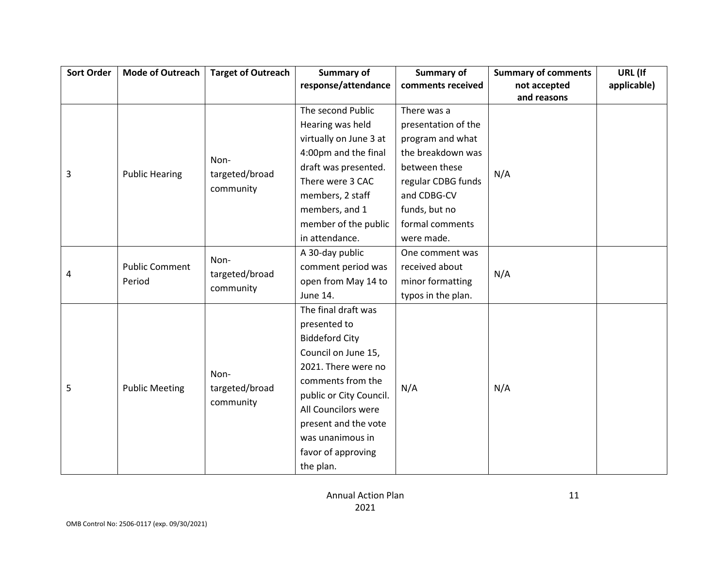| Sort Order | Mode of Outreach | Target of Outreach | Summary of response/attendance | Summary of comments received | Summary of comments not accepted and reasons | URL (If applicable) |
|---|---|---|---|---|---|---|
| 3 | Public Hearing | Non-targeted/broad community | The second Public Hearing was held virtually on June 3 at 4:00pm and the final draft was presented. There were 3 CAC members, 2 staff members, and 1 member of the public in attendance. | There was a presentation of the program and what the breakdown was between these regular CDBG funds and CDBG-CV funds, but no formal comments were made. | N/A | |
| 4 | Public Comment Period | Non-targeted/broad community | A 30-day public comment period was open from May 14 to June 14. | One comment was received about minor formatting typos in the plan. | N/A | |
| 5 | Public Meeting | Non-targeted/broad community | The final draft was presented to Biddeford City Council on June 15, 2021. There were no comments from the public or City Council. All Councilors were present and the vote was unanimous in favor of approving the plan. | N/A | N/A | |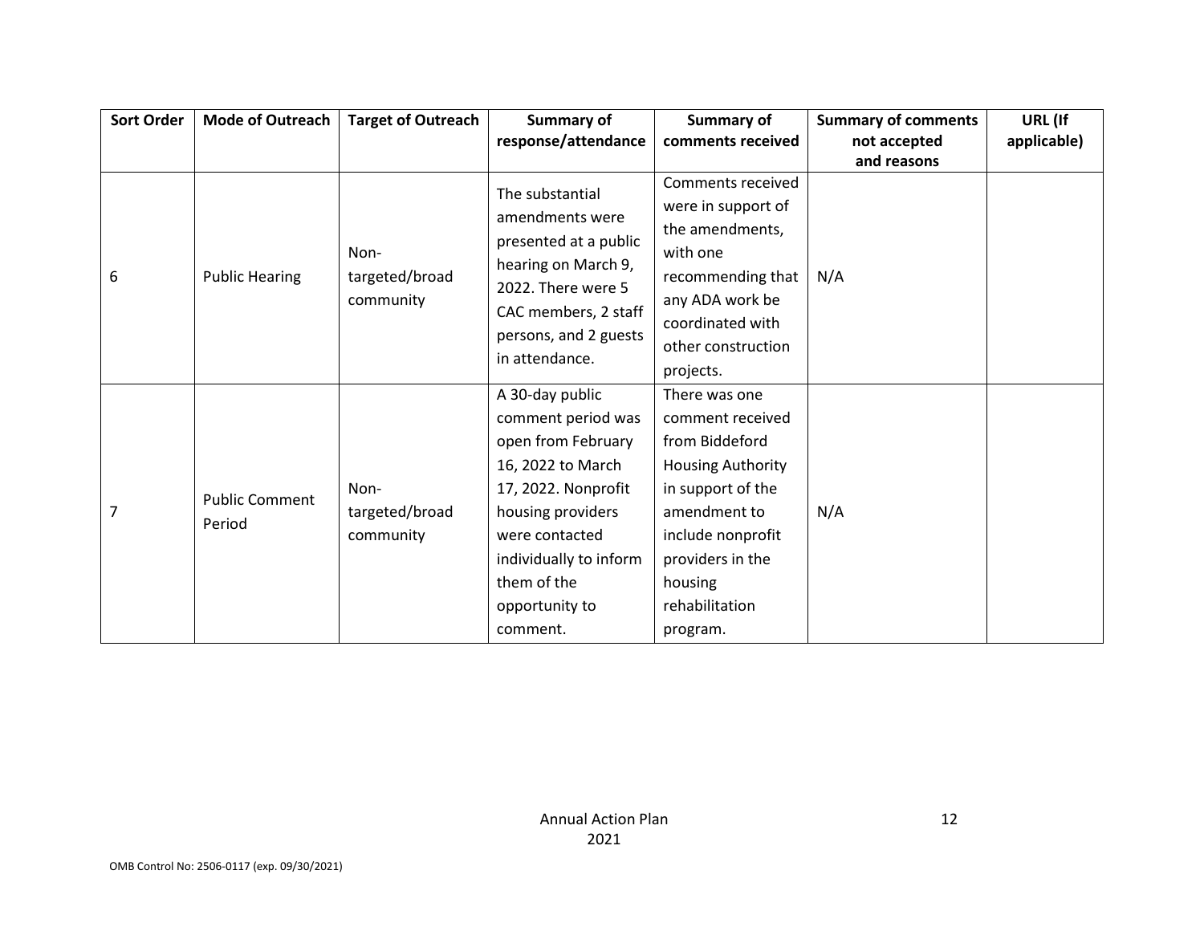| Sort Order | Mode of Outreach | Target of Outreach | Summary of response/attendance | Summary of comments received | Summary of comments not accepted and reasons | URL (If applicable) |
|---|---|---|---|---|---|---|
| 6 | Public Hearing | Non-targeted/broad community | The substantial amendments were presented at a public hearing on March 9, 2022. There were 5 CAC members, 2 staff persons, and 2 guests in attendance. | Comments received were in support of the amendments, with one recommending that any ADA work be coordinated with other construction projects. | N/A | |
| 7 | Public Comment Period | Non-targeted/broad community | A 30-day public comment period was open from February 16, 2022 to March 17, 2022. Nonprofit housing providers were contacted individually to inform them of the opportunity to comment. | There was one comment received from Biddeford Housing Authority in support of the amendment to include nonprofit providers in the housing rehabilitation program. | N/A | |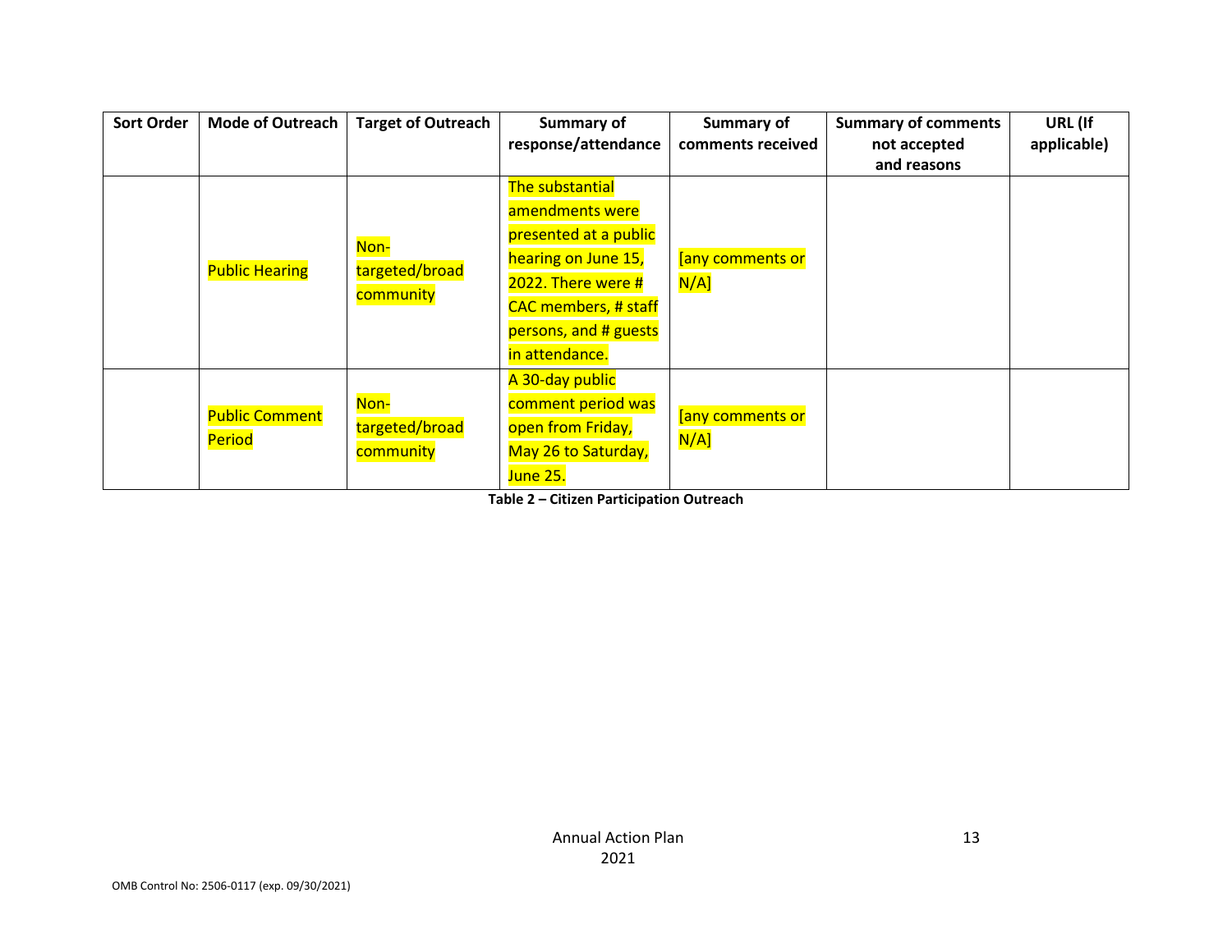| Sort Order | Mode of Outreach | Target of Outreach | Summary of response/attendance | Summary of comments received | Summary of comments not accepted and reasons | URL (If applicable) |
|---|---|---|---|---|---|---|
| | Public Hearing | Non-targeted/broad community | The substantial amendments were presented at a public hearing on June 15, 2022. There were # CAC members, # staff persons, and # guests in attendance. | [any comments or N/A] | | |
| | Public Comment Period | Non-targeted/broad community | A 30-day public comment period was open from Friday, May 26 to Saturday, June 25. | [any comments or N/A] | | |

**Table 2 – Citizen Participation Outreach**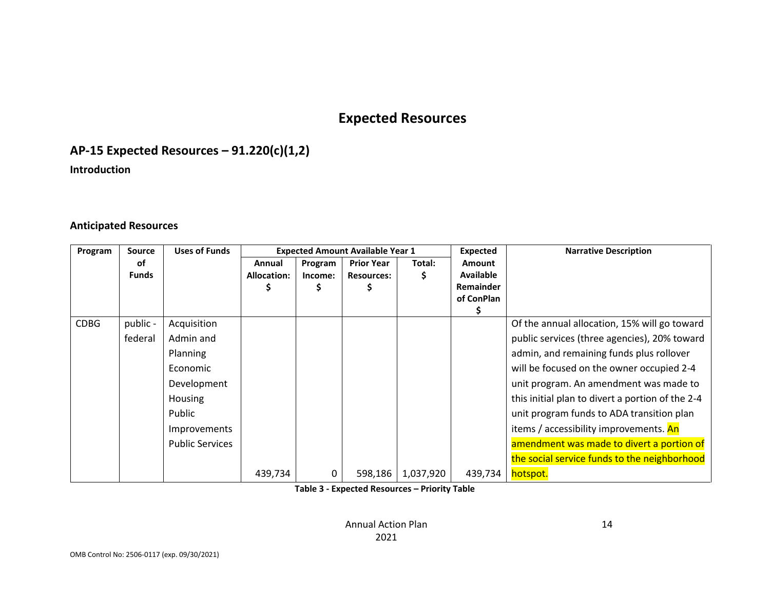# Expected Resources

## AP-15 Expected Resources – 91.220(c)(1,2)

**Introduction**

**Anticipated Resources**

| Program | Source of Funds | Uses of Funds | Expected Amount Available Year 1 | | | | Expected Amount Available Remainder of ConPlan $ | Narrative Description |
|---|---|---|---|---|---|---|---|---|
| | | | Annual Allocation: $ | Program Income: $ | Prior Year Resources: $ | Total: $ | | |
| CDBG | public - federal | Acquisition Admin and Planning Economic Development Housing Public Improvements Public Services | 439,734 | 0 | 598,186 | 1,037,920 | 439,734 | Of the annual allocation, 15% will go toward public services (three agencies), 20% toward admin, and remaining funds plus rollover will be focused on the owner occupied 2-4 unit program. An amendment was made to this initial plan to divert a portion of the 2-4 unit program funds to ADA transition plan items / accessibility improvements. An amendment was made to divert a portion of the social service funds to the neighborhood hotspot. |

**Table 3 - Expected Resources – Priority Table**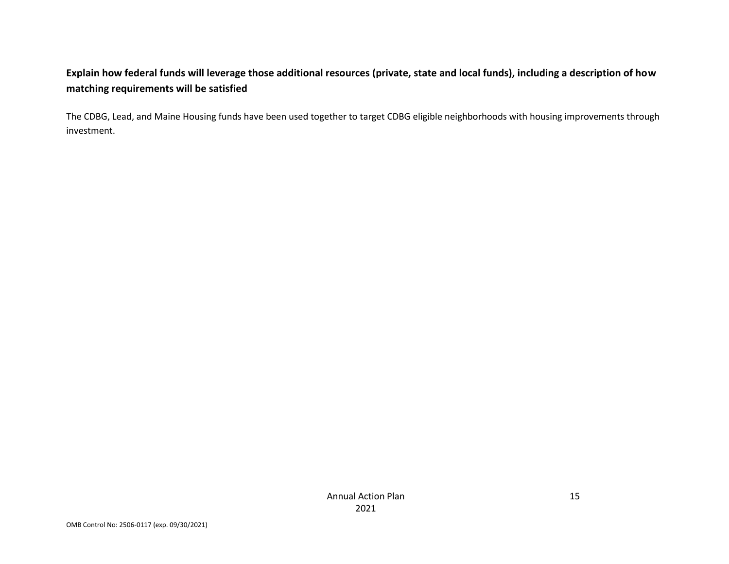**Explain how federal funds will leverage those additional resources (private, state and local funds), including a description of how matching requirements will be satisfied**

The CDBG, Lead, and Maine Housing funds have been used together to target CDBG eligible neighborhoods with housing improvements through investment.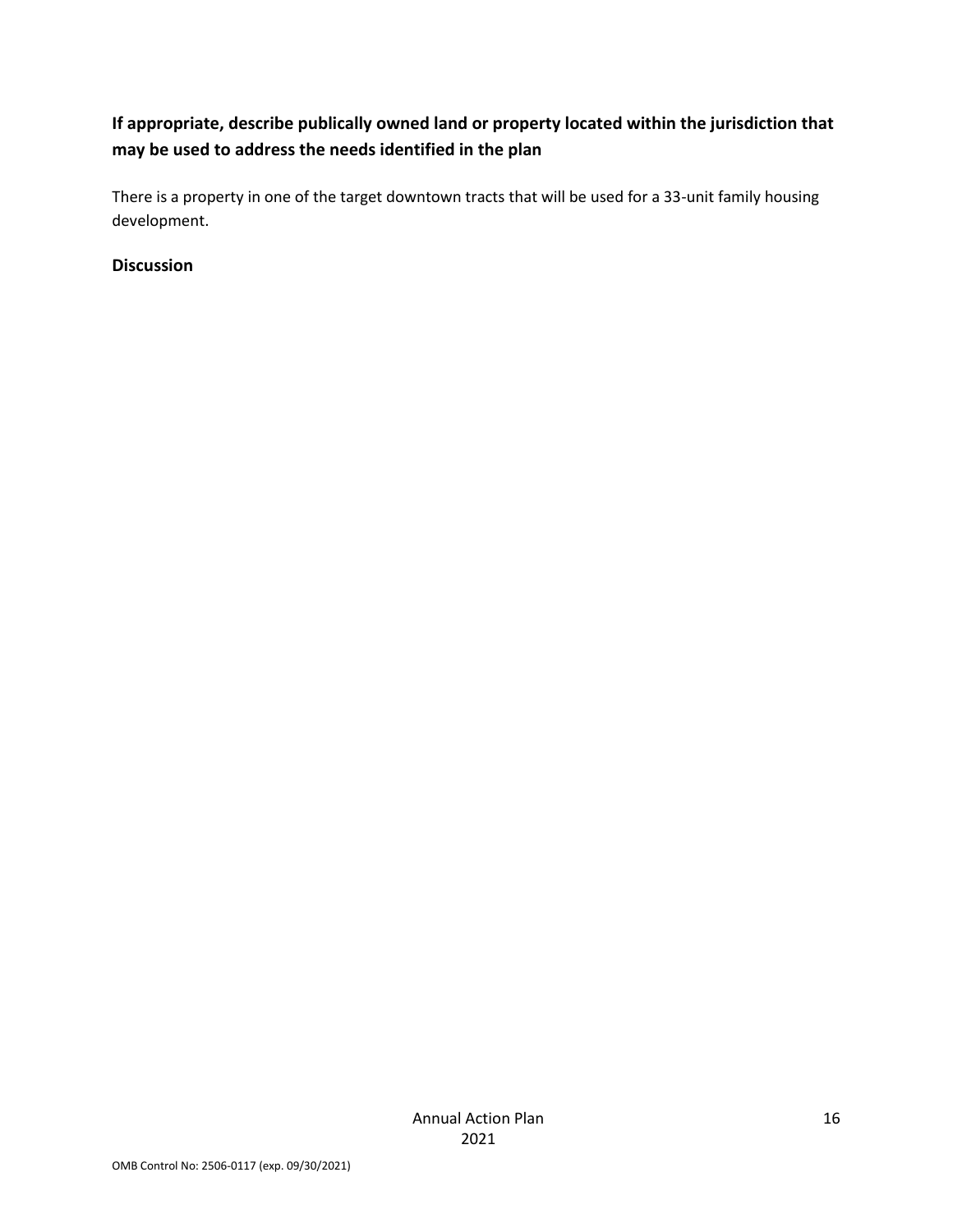**If appropriate, describe publically owned land or property located within the jurisdiction that may be used to address the needs identified in the plan**

There is a property in one of the target downtown tracts that will be used for a 33-unit family housing development.

**Discussion**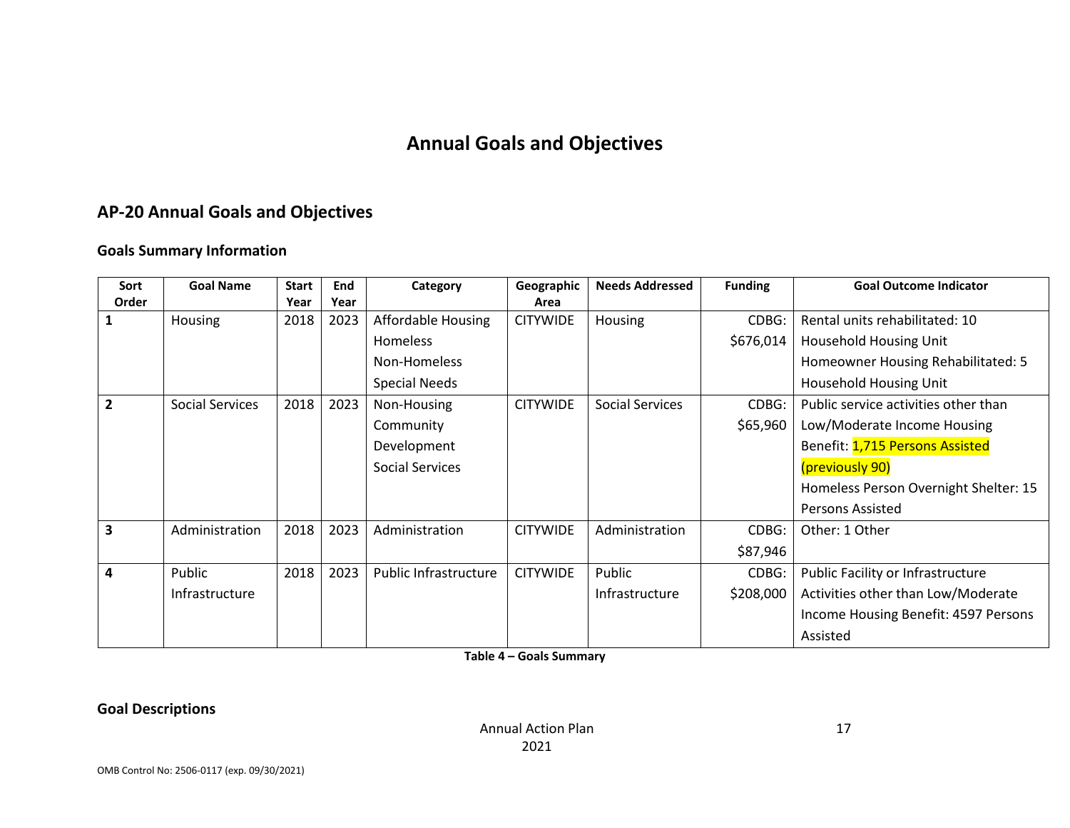# Annual Goals and Objectives

## AP-20 Annual Goals and Objectives

### Goals Summary Information

| Sort Order | Goal Name | Start Year | End Year | Category | Geographic Area | Needs Addressed | Funding | Goal Outcome Indicator |
|---|---|---|---|---|---|---|---|---|
| 1 | Housing | 2018 | 2023 | Affordable Housing<br>Homeless<br>Non-Homeless<br>Special Needs | CITYWIDE | Housing | CDBG: $676,014 | Rental units rehabilitated: 10 Household Housing Unit<br>Homeowner Housing Rehabilitated: 5 Household Housing Unit |
| 2 | Social Services | 2018 | 2023 | Non-Housing Community Development<br>Social Services | CITYWIDE | Social Services | CDBG: $65,960 | Public service activities other than Low/Moderate Income Housing Benefit: 1,715 Persons Assisted (previously 90)<br>Homeless Person Overnight Shelter: 15 Persons Assisted |
| 3 | Administration | 2018 | 2023 | Administration | CITYWIDE | Administration | CDBG: $87,946 | Other: 1 Other |
| 4 | Public Infrastructure | 2018 | 2023 | Public Infrastructure | CITYWIDE | Public Infrastructure | CDBG: $208,000 | Public Facility or Infrastructure Activities other than Low/Moderate Income Housing Benefit: 4597 Persons Assisted |

**Table 4 – Goals Summary**

### Goal Descriptions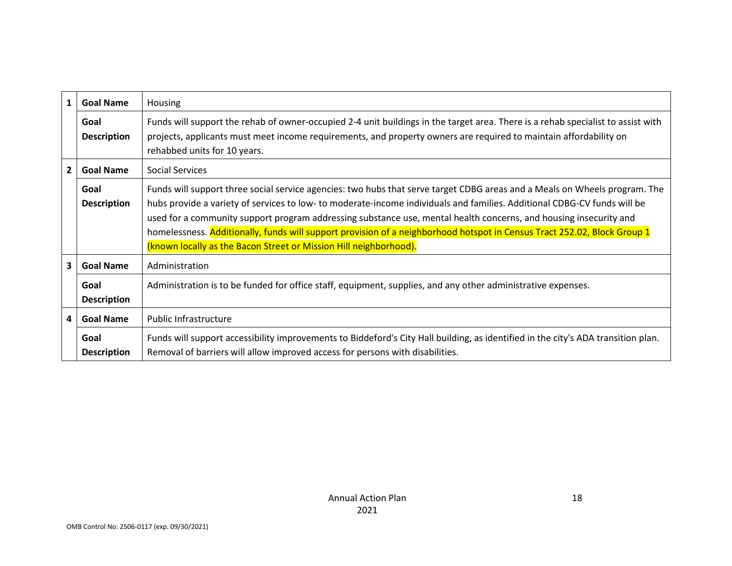| | | |
|---|---|---|
| 1 | **Goal Name** | Housing |
| | **Goal Description** | Funds will support the rehab of owner-occupied 2-4 unit buildings in the target area. There is a rehab specialist to assist with projects, applicants must meet income requirements, and property owners are required to maintain affordability on rehabbed units for 10 years. |
| 2 | **Goal Name** | Social Services |
| | **Goal Description** | Funds will support three social service agencies: two hubs that serve target CDBG areas and a Meals on Wheels program. The hubs provide a variety of services to low- to moderate-income individuals and families. Additional CDBG-CV funds will be used for a community support program addressing substance use, mental health concerns, and housing insecurity and homelessness. Additionally, funds will support provision of a neighborhood hotspot in Census Tract 252.02, Block Group 1 (known locally as the Bacon Street or Mission Hill neighborhood). |
| 3 | **Goal Name** | Administration |
| | **Goal Description** | Administration is to be funded for office staff, equipment, supplies, and any other administrative expenses. |
| 4 | **Goal Name** | Public Infrastructure |
| | **Goal Description** | Funds will support accessibility improvements to Biddeford's City Hall building, as identified in the city's ADA transition plan. Removal of barriers will allow improved access for persons with disabilities. |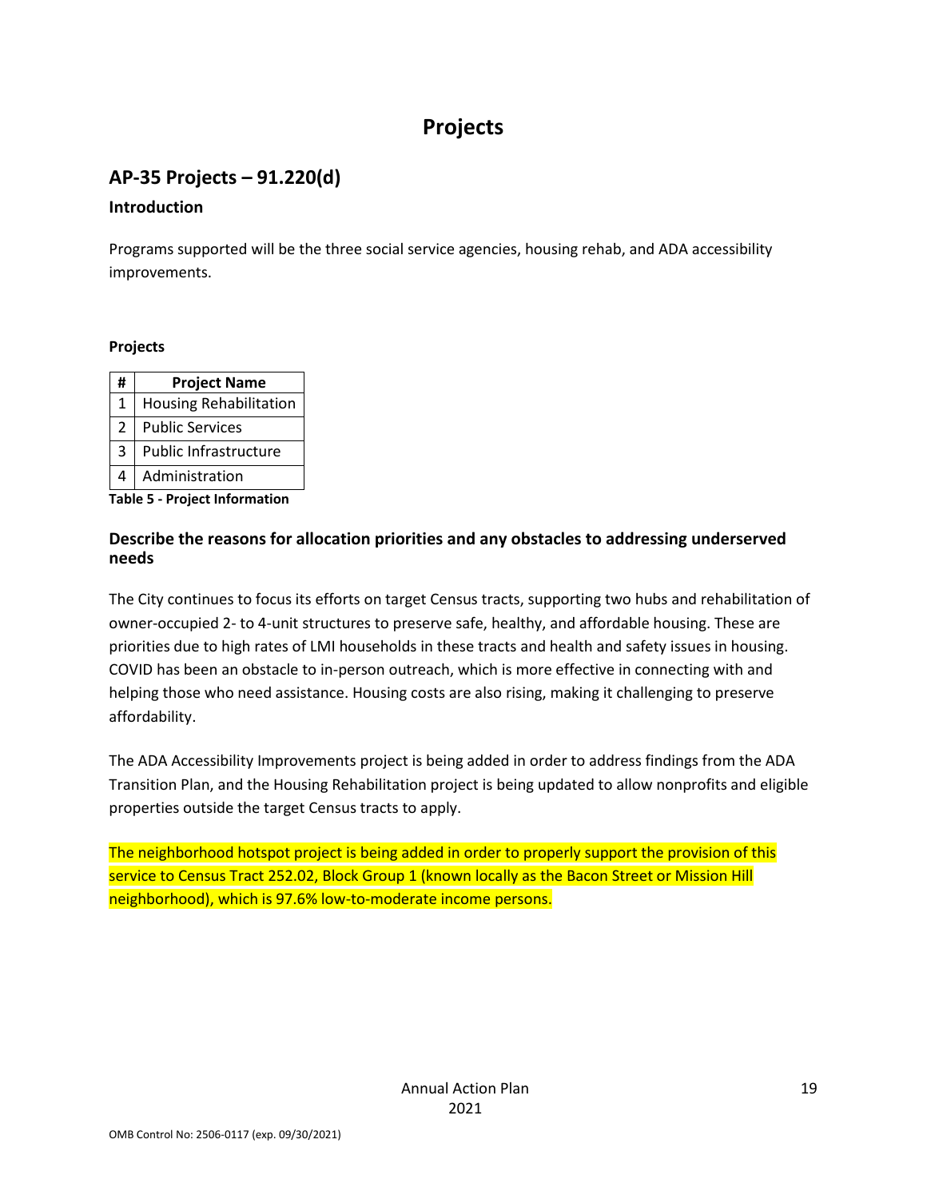# Projects

## AP-35 Projects – 91.220(d)

### Introduction

Programs supported will be the three social service agencies, housing rehab, and ADA accessibility improvements.

**Projects**

| # | Project Name |
|---|---|
| 1 | Housing Rehabilitation |
| 2 | Public Services |
| 3 | Public Infrastructure |
| 4 | Administration |

**Table 5 - Project Information**

### Describe the reasons for allocation priorities and any obstacles to addressing underserved needs

The City continues to focus its efforts on target Census tracts, supporting two hubs and rehabilitation of owner-occupied 2- to 4-unit structures to preserve safe, healthy, and affordable housing. These are priorities due to high rates of LMI households in these tracts and health and safety issues in housing. COVID has been an obstacle to in-person outreach, which is more effective in connecting with and helping those who need assistance. Housing costs are also rising, making it challenging to preserve affordability.

The ADA Accessibility Improvements project is being added in order to address findings from the ADA Transition Plan, and the Housing Rehabilitation project is being updated to allow nonprofits and eligible properties outside the target Census tracts to apply.

The neighborhood hotspot project is being added in order to properly support the provision of this service to Census Tract 252.02, Block Group 1 (known locally as the Bacon Street or Mission Hill neighborhood), which is 97.6% low-to-moderate income persons.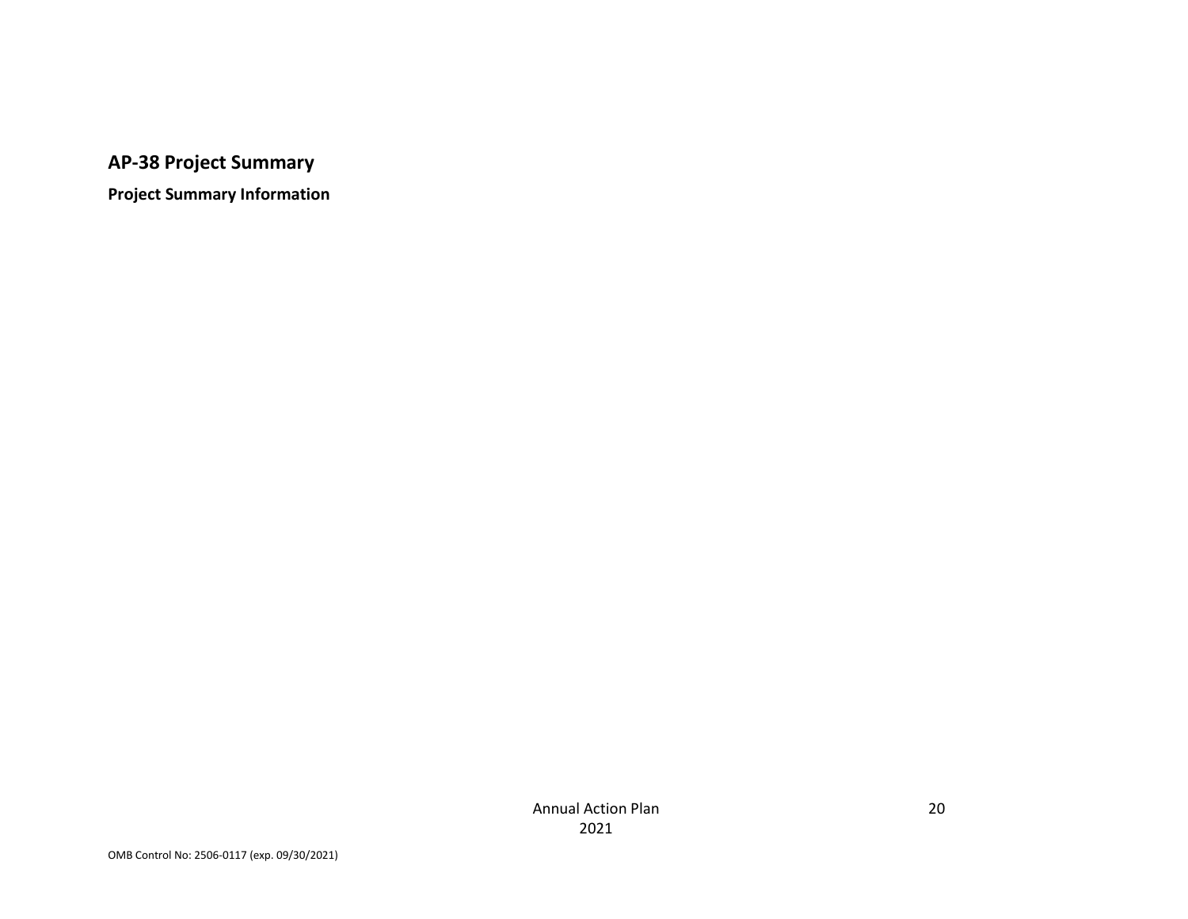## AP-38 Project Summary

### Project Summary Information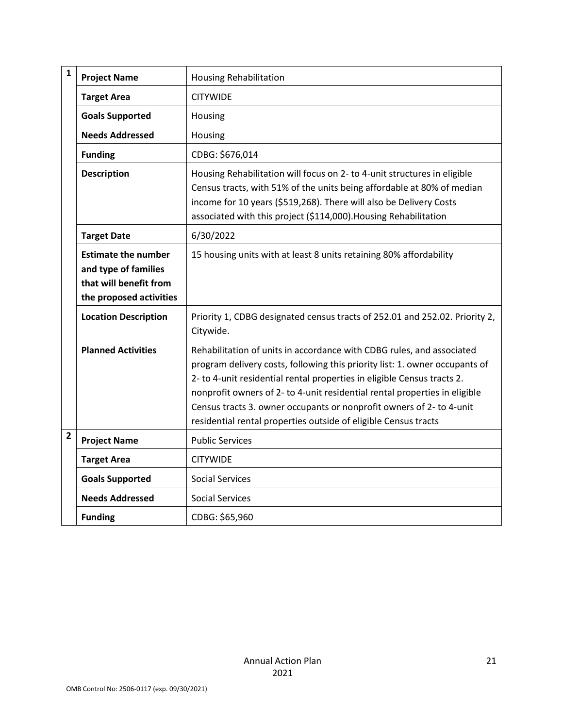| | | |
|---|---|---|
| 1 | **Project Name** | Housing Rehabilitation |
| | **Target Area** | CITYWIDE |
| | **Goals Supported** | Housing |
| | **Needs Addressed** | Housing |
| | **Funding** | CDBG: $676,014 |
| | **Description** | Housing Rehabilitation will focus on 2- to 4-unit structures in eligible Census tracts, with 51% of the units being affordable at 80% of median income for 10 years ($519,268). There will also be Delivery Costs associated with this project ($114,000).Housing Rehabilitation |
| | **Target Date** | 6/30/2022 |
| | **Estimate the number and type of families that will benefit from the proposed activities** | 15 housing units with at least 8 units retaining 80% affordability |
| | **Location Description** | Priority 1, CDBG designated census tracts of 252.01 and 252.02. Priority 2, Citywide. |
| | **Planned Activities** | Rehabilitation of units in accordance with CDBG rules, and associated program delivery costs, following this priority list: 1. owner occupants of 2- to 4-unit residential rental properties in eligible Census tracts 2. nonprofit owners of 2- to 4-unit residential rental properties in eligible Census tracts 3. owner occupants or nonprofit owners of 2- to 4-unit residential rental properties outside of eligible Census tracts |
| 2 | **Project Name** | Public Services |
| | **Target Area** | CITYWIDE |
| | **Goals Supported** | Social Services |
| | **Needs Addressed** | Social Services |
| | **Funding** | CDBG: $65,960 |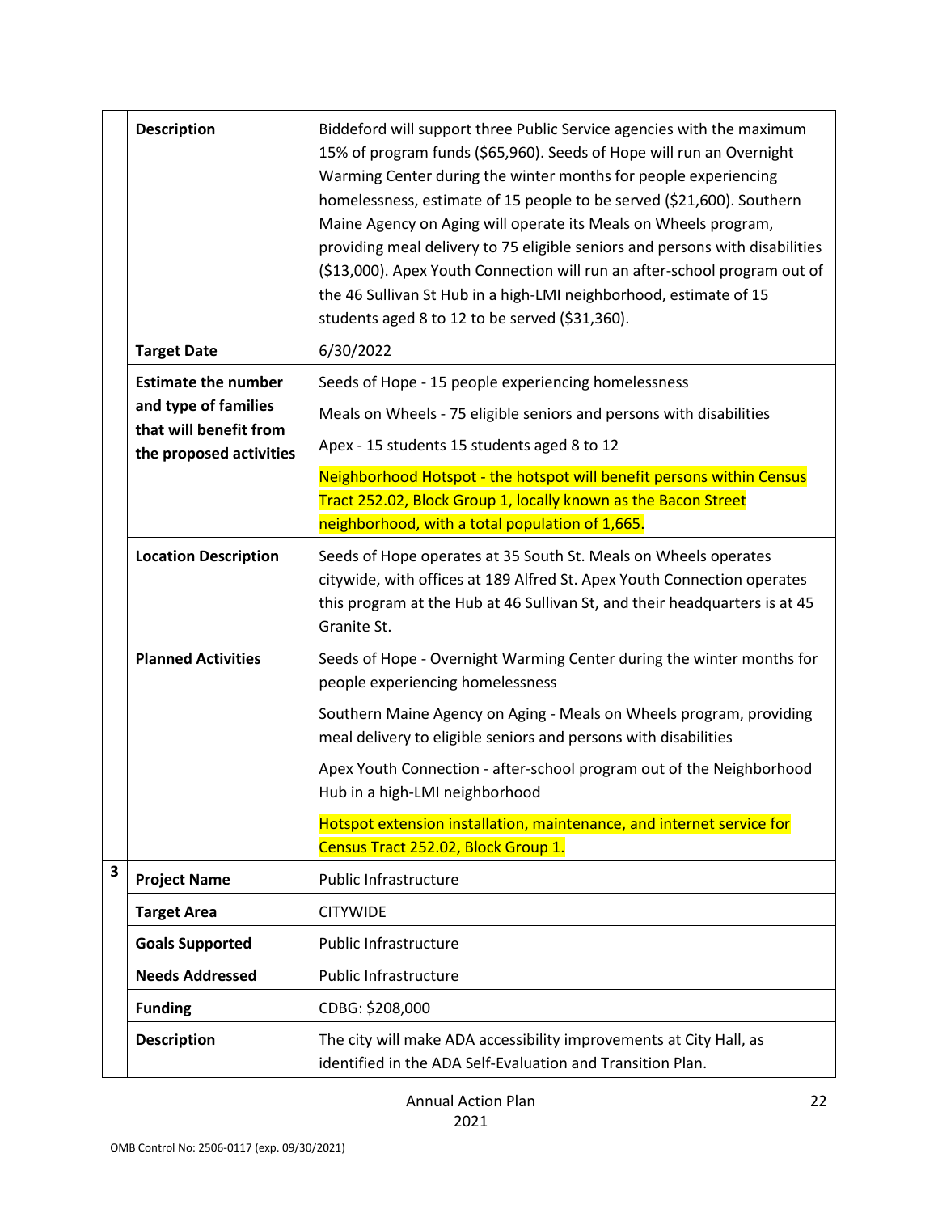| | | |
|---|---|---|
| | **Description** | Biddeford will support three Public Service agencies with the maximum 15% of program funds ($65,960). Seeds of Hope will run an Overnight Warming Center during the winter months for people experiencing homelessness, estimate of 15 people to be served ($21,600). Southern Maine Agency on Aging will operate its Meals on Wheels program, providing meal delivery to 75 eligible seniors and persons with disabilities ($13,000). Apex Youth Connection will run an after-school program out of the 46 Sullivan St Hub in a high-LMI neighborhood, estimate of 15 students aged 8 to 12 to be served ($31,360). |
| | **Target Date** | 6/30/2022 |
| | **Estimate the number and type of families that will benefit from the proposed activities** | Seeds of Hope - 15 people experiencing homelessness<br><br>Meals on Wheels - 75 eligible seniors and persons with disabilities<br><br>Apex - 15 students 15 students aged 8 to 12<br><br>Neighborhood Hotspot - the hotspot will benefit persons within Census Tract 252.02, Block Group 1, locally known as the Bacon Street neighborhood, with a total population of 1,665. |
| | **Location Description** | Seeds of Hope operates at 35 South St. Meals on Wheels operates citywide, with offices at 189 Alfred St. Apex Youth Connection operates this program at the Hub at 46 Sullivan St, and their headquarters is at 45 Granite St. |
| | **Planned Activities** | Seeds of Hope - Overnight Warming Center during the winter months for people experiencing homelessness<br><br>Southern Maine Agency on Aging - Meals on Wheels program, providing meal delivery to eligible seniors and persons with disabilities<br><br>Apex Youth Connection - after-school program out of the Neighborhood Hub in a high-LMI neighborhood<br><br>Hotspot extension installation, maintenance, and internet service for Census Tract 252.02, Block Group 1. |
| **3** | **Project Name** | Public Infrastructure |
| | **Target Area** | CITYWIDE |
| | **Goals Supported** | Public Infrastructure |
| | **Needs Addressed** | Public Infrastructure |
| | **Funding** | CDBG: $208,000 |
| | **Description** | The city will make ADA accessibility improvements at City Hall, as identified in the ADA Self-Evaluation and Transition Plan. |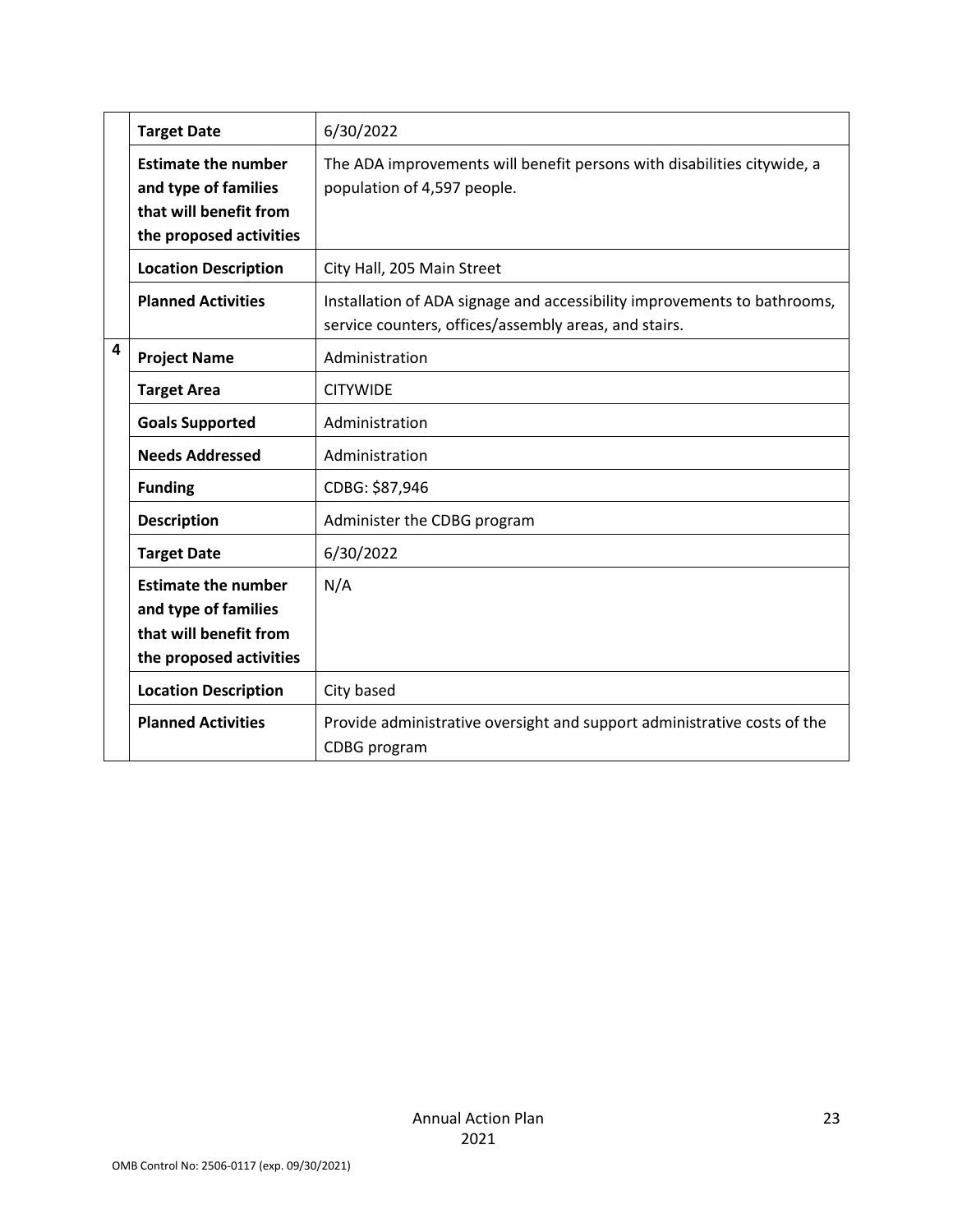| | | |
|---|---|---|
| | **Target Date** | 6/30/2022 |
| | **Estimate the number and type of families that will benefit from the proposed activities** | The ADA improvements will benefit persons with disabilities citywide, a population of 4,597 people. |
| | **Location Description** | City Hall, 205 Main Street |
| | **Planned Activities** | Installation of ADA signage and accessibility improvements to bathrooms, service counters, offices/assembly areas, and stairs. |
| **4** | **Project Name** | Administration |
| | **Target Area** | CITYWIDE |
| | **Goals Supported** | Administration |
| | **Needs Addressed** | Administration |
| | **Funding** | CDBG: $87,946 |
| | **Description** | Administer the CDBG program |
| | **Target Date** | 6/30/2022 |
| | **Estimate the number and type of families that will benefit from the proposed activities** | N/A |
| | **Location Description** | City based |
| | **Planned Activities** | Provide administrative oversight and support administrative costs of the CDBG program |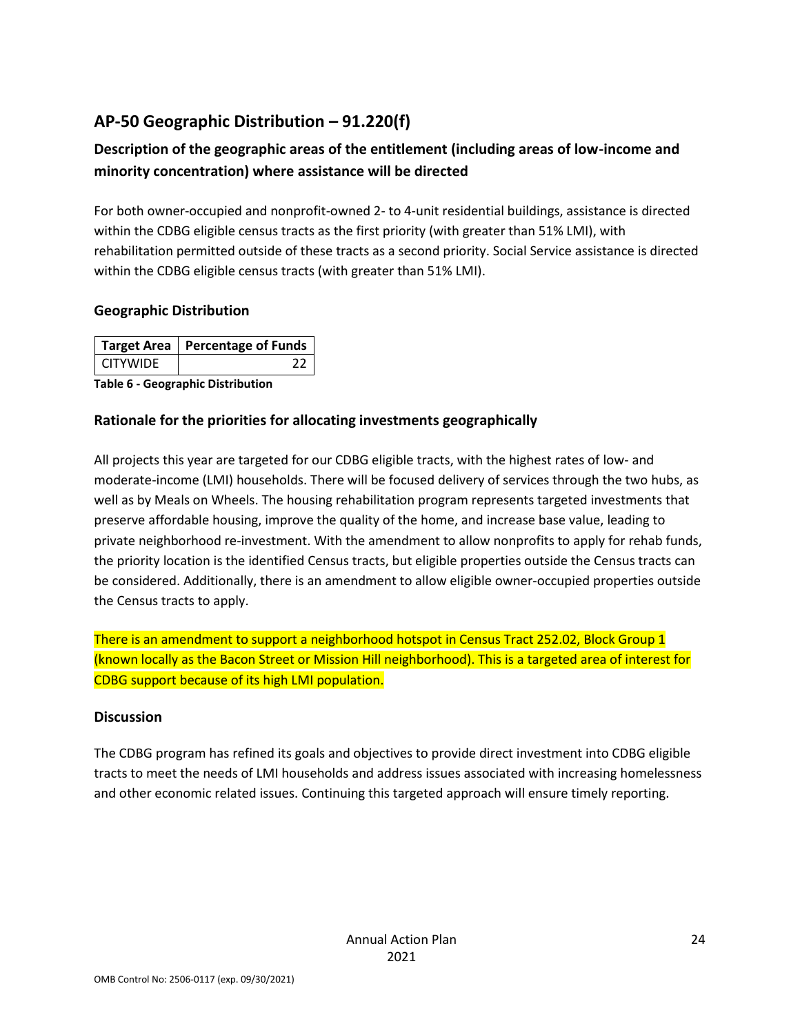## AP-50 Geographic Distribution – 91.220(f)

### Description of the geographic areas of the entitlement (including areas of low-income and minority concentration) where assistance will be directed

For both owner-occupied and nonprofit-owned 2- to 4-unit residential buildings, assistance is directed within the CDBG eligible census tracts as the first priority (with greater than 51% LMI), with rehabilitation permitted outside of these tracts as a second priority. Social Service assistance is directed within the CDBG eligible census tracts (with greater than 51% LMI).

#### Geographic Distribution

| Target Area | Percentage of Funds |
| --- | --- |
| CITYWIDE | 22 |

**Table 6 - Geographic Distribution**

#### Rationale for the priorities for allocating investments geographically

All projects this year are targeted for our CDBG eligible tracts, with the highest rates of low- and moderate-income (LMI) households. There will be focused delivery of services through the two hubs, as well as by Meals on Wheels. The housing rehabilitation program represents targeted investments that preserve affordable housing, improve the quality of the home, and increase base value, leading to private neighborhood re-investment. With the amendment to allow nonprofits to apply for rehab funds, the priority location is the identified Census tracts, but eligible properties outside the Census tracts can be considered. Additionally, there is an amendment to allow eligible owner-occupied properties outside the Census tracts to apply.

There is an amendment to support a neighborhood hotspot in Census Tract 252.02, Block Group 1 (known locally as the Bacon Street or Mission Hill neighborhood). This is a targeted area of interest for CDBG support because of its high LMI population.

#### Discussion

The CDBG program has refined its goals and objectives to provide direct investment into CDBG eligible tracts to meet the needs of LMI households and address issues associated with increasing homelessness and other economic related issues. Continuing this targeted approach will ensure timely reporting.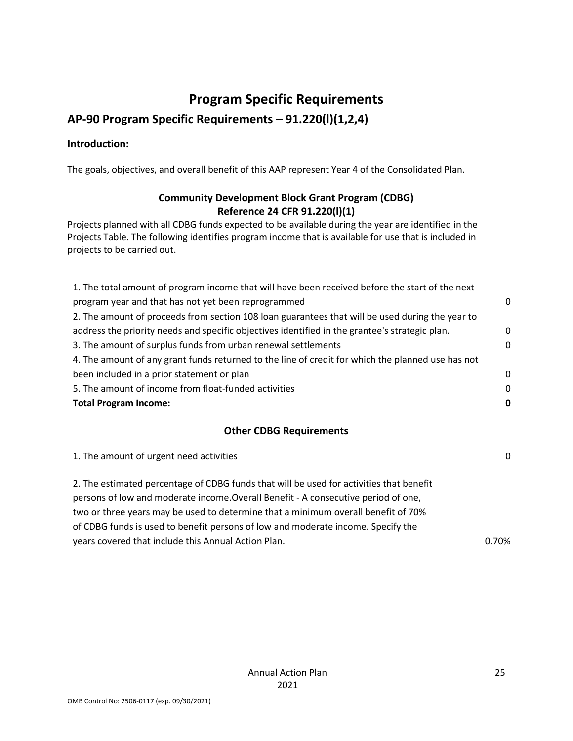# Program Specific Requirements

## AP-90 Program Specific Requirements – 91.220(l)(1,2,4)

**Introduction:**

The goals, objectives, and overall benefit of this AAP represent Year 4 of the Consolidated Plan.

### Community Development Block Grant Program (CDBG)
### Reference 24 CFR 91.220(l)(1)

Projects planned with all CDBG funds expected to be available during the year are identified in the Projects Table. The following identifies program income that is available for use that is included in projects to be carried out.

| | |
|---|---|
| 1. The total amount of program income that will have been received before the start of the next program year and that has not yet been reprogrammed | 0 |
| 2. The amount of proceeds from section 108 loan guarantees that will be used during the year to address the priority needs and specific objectives identified in the grantee's strategic plan. | 0 |
| 3. The amount of surplus funds from urban renewal settlements | 0 |
| 4. The amount of any grant funds returned to the line of credit for which the planned use has not been included in a prior statement or plan | 0 |
| 5. The amount of income from float-funded activities | 0 |
| **Total Program Income:** | **0** |

### Other CDBG Requirements

| | |
|---|---|
| 1. The amount of urgent need activities | 0 |
| 2. The estimated percentage of CDBG funds that will be used for activities that benefit persons of low and moderate income.Overall Benefit - A consecutive period of one, two or three years may be used to determine that a minimum overall benefit of 70% of CDBG funds is used to benefit persons of low and moderate income. Specify the years covered that include this Annual Action Plan. | 0.70% |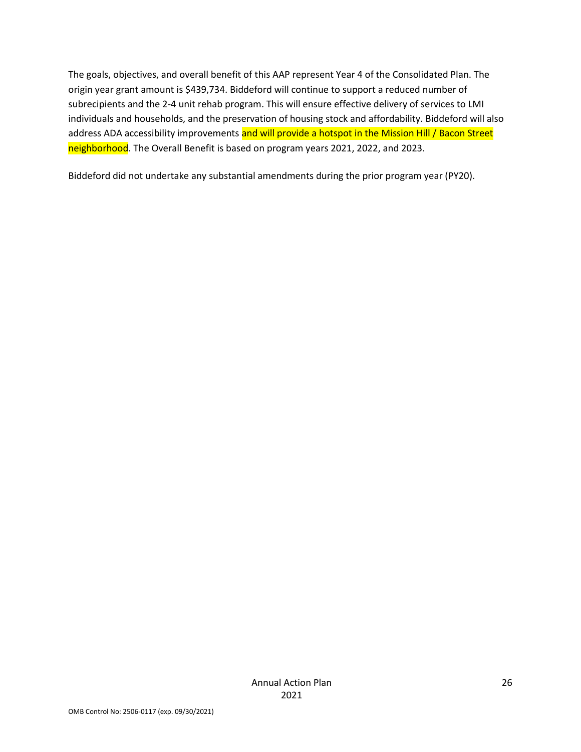The goals, objectives, and overall benefit of this AAP represent Year 4 of the Consolidated Plan. The origin year grant amount is $439,734. Biddeford will continue to support a reduced number of subrecipients and the 2-4 unit rehab program. This will ensure effective delivery of services to LMI individuals and households, and the preservation of housing stock and affordability. Biddeford will also address ADA accessibility improvements and will provide a hotspot in the Mission Hill / Bacon Street neighborhood. The Overall Benefit is based on program years 2021, 2022, and 2023.

Biddeford did not undertake any substantial amendments during the prior program year (PY20).